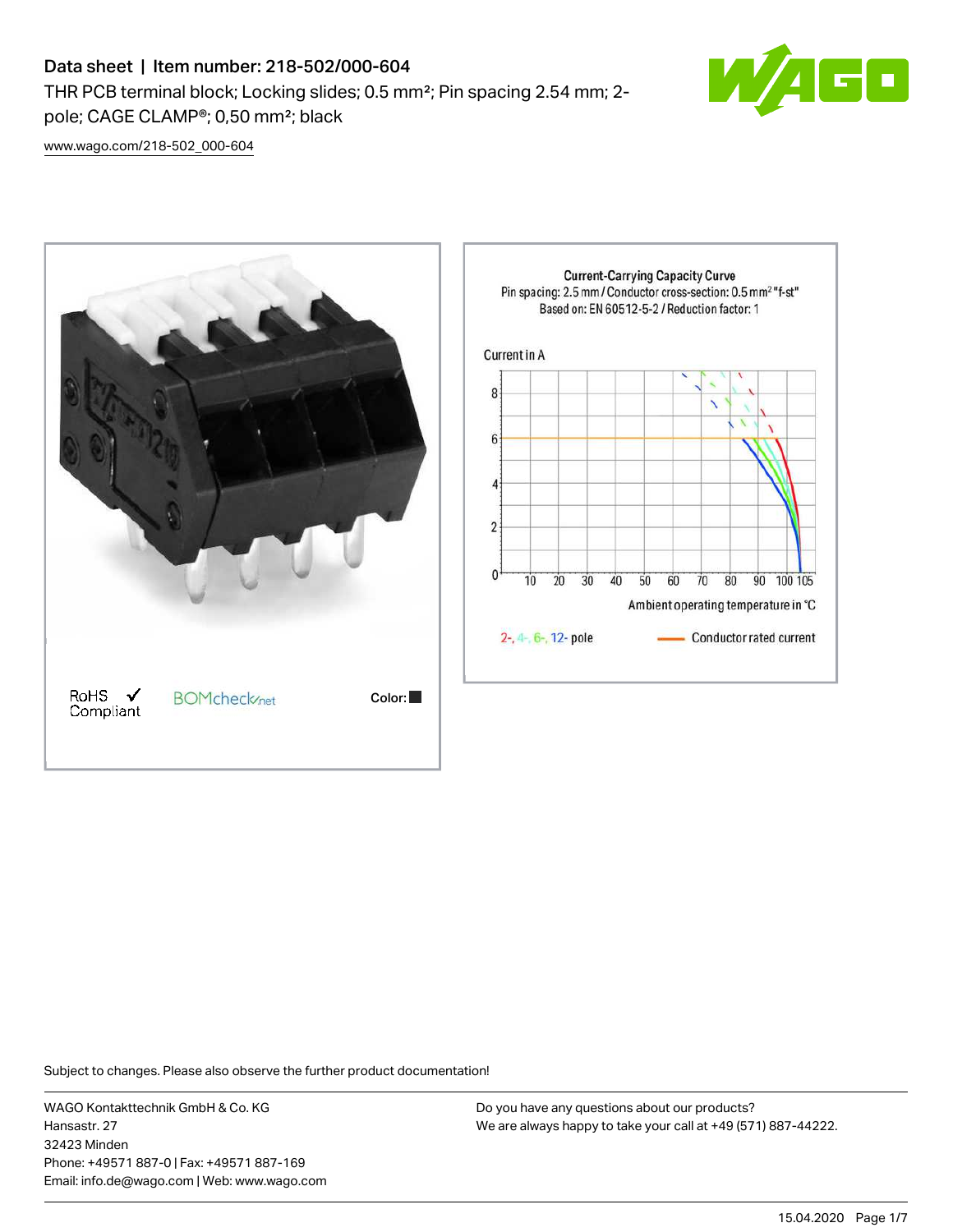# Data sheet | Item number: 218-502/000-604

THR PCB terminal block; Locking slides; 0.5 mm²; Pin spacing 2.54 mm; 2-pole; CAGE CLAMP®; 0,50 mm²; black

www.wago.com/218-502_000-604

RoHS ✓ Compliant

BOMcheck.net

Color: ■

Current-Carrying Capacity Curve
Pin spacing: 2.5 mm / Conductor cross-section: 0.5 mm² "f-st"
Based on: EN 60512-5-2 / Reduction factor: 1

Current in A

Ambient operating temperature in °C

2-, 4-, 6-, 12- pole — Conductor rated current

Subject to changes. Please also observe the further product documentation!

WAGO Kontakttechnik GmbH & Co. KG
Hansastr. 27
32423 Minden
Phone: +49571 887-0 | Fax: +49571 887-169
Email: info.de@wago.com | Web: www.wago.com

Do you have any questions about our products?
We are always happy to take your call at +49 (571) 887-44222.

15.04.2020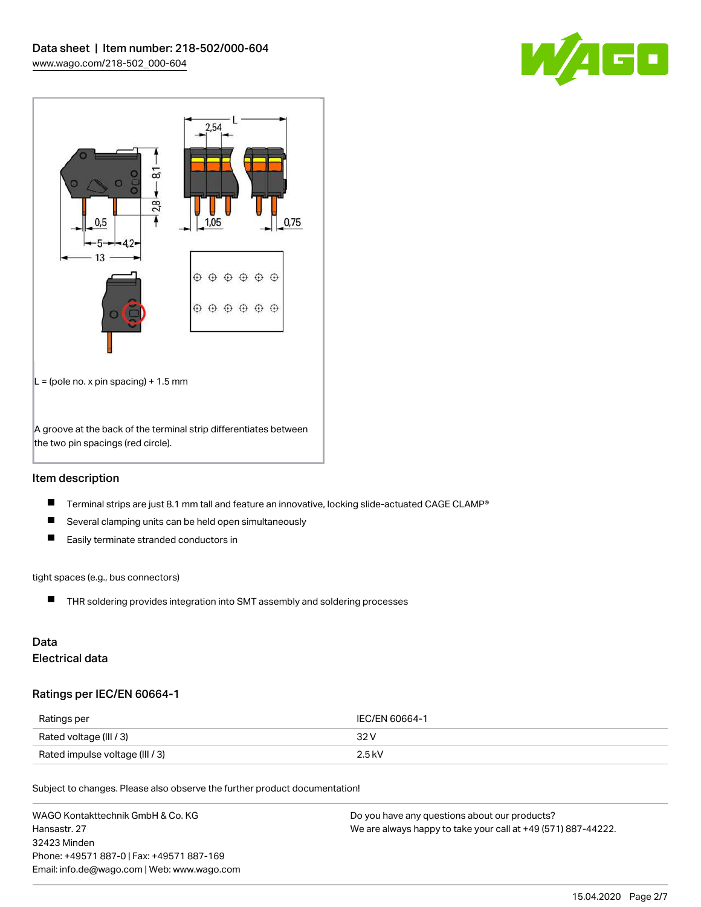L = (pole no. x pin spacing) + 1.5 mm

A groove at the back of the terminal strip differentiates between the two pin spacings (red circle).

## Item description

- Terminal strips are just 8.1 mm tall and feature an innovative, locking slide-actuated CAGE CLAMP®
- Several clamping units can be held open simultaneously
- Easily terminate stranded conductors in

tight spaces (e.g., bus connectors)

- THR soldering provides integration into SMT assembly and soldering processes

## Data

### Electrical data

### Ratings per IEC/EN 60664-1

| Ratings per | IEC/EN 60664-1 |
| --- | --- |
| Rated voltage (III / 3) | 32 V |
| Rated impulse voltage (III / 3) | 2.5 kV |

Subject to changes. Please also observe the further product documentation!

WAGO Kontakttechnik GmbH & Co. KG
Hansastr. 27
32423 Minden
Phone: +49571 887-0 | Fax: +49571 887-169
Email: info.de@wago.com | Web: www.wago.com

Do you have any questions about our products?
We are always happy to take your call at +49 (571) 887-44222.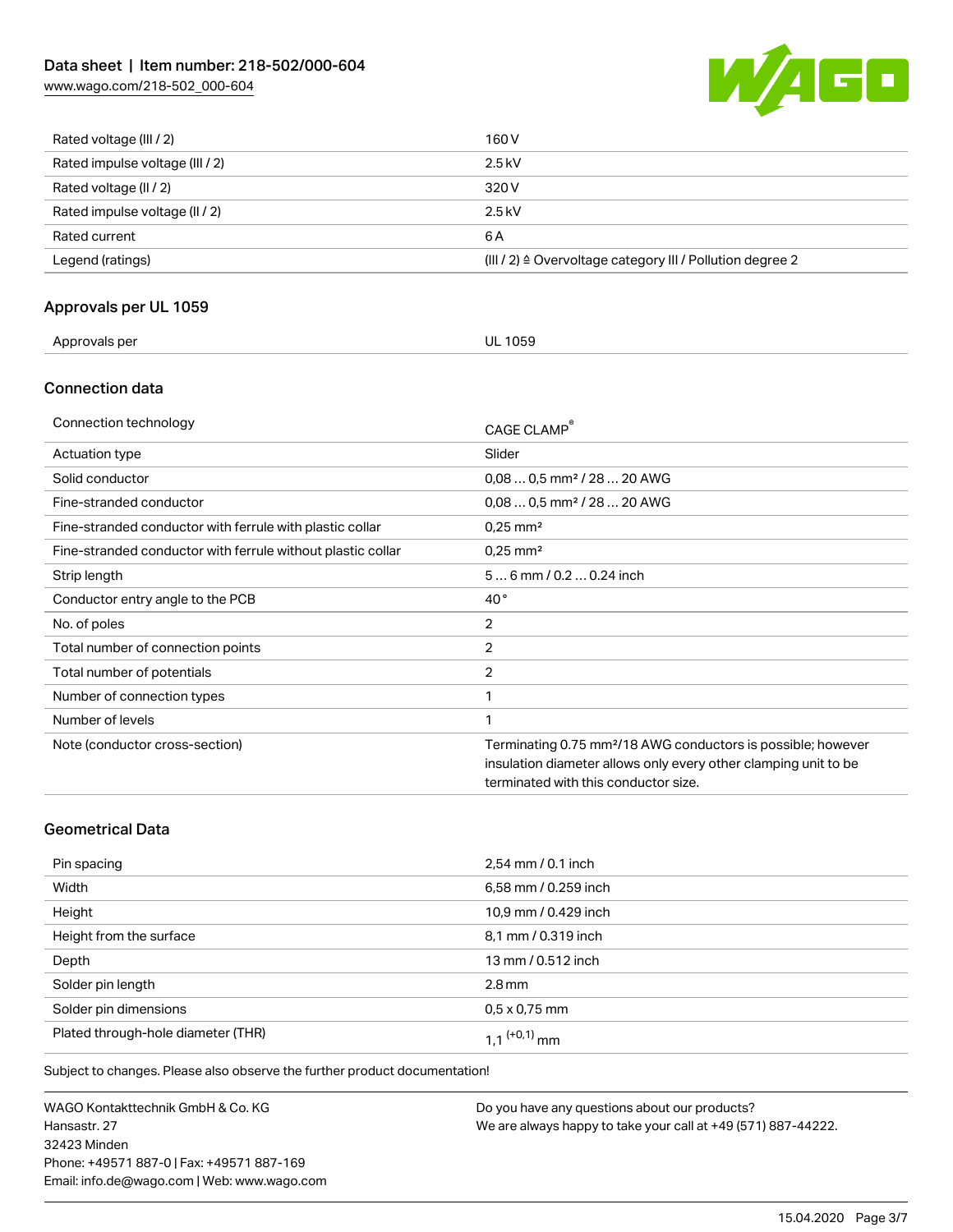| Rated voltage (III / 2) | 160 V |
| --- | --- |
| Rated impulse voltage (III / 2) | 2.5 kV |
| Rated voltage (II / 2) | 320 V |
| Rated impulse voltage (II / 2) | 2.5 kV |
| Rated current | 6 A |
| Legend (ratings) | (III / 2) ≙ Overvoltage category III / Pollution degree 2 |

## Approvals per UL 1059

| Approvals per | UL 1059 |
| --- | --- |

## Connection data

| Connection technology | CAGE CLAMP® |
| --- | --- |
| Actuation type | Slider |
| Solid conductor | 0,08 … 0,5 mm² / 28 … 20 AWG |
| Fine-stranded conductor | 0,08 … 0,5 mm² / 28 … 20 AWG |
| Fine-stranded conductor with ferrule with plastic collar | 0,25 mm² |
| Fine-stranded conductor with ferrule without plastic collar | 0,25 mm² |
| Strip length | 5 … 6 mm / 0.2 … 0.24 inch |
| Conductor entry angle to the PCB | 40 ° |
| No. of poles | 2 |
| Total number of connection points | 2 |
| Total number of potentials | 2 |
| Number of connection types | 1 |
| Number of levels | 1 |
| Note (conductor cross-section) | Terminating 0.75 mm²/18 AWG conductors is possible; however insulation diameter allows only every other clamping unit to be terminated with this conductor size. |

## Geometrical Data

| Pin spacing | 2,54 mm / 0.1 inch |
| --- | --- |
| Width | 6,58 mm / 0.259 inch |
| Height | 10,9 mm / 0.429 inch |
| Height from the surface | 8,1 mm / 0.319 inch |
| Depth | 13 mm / 0.512 inch |
| Solder pin length | 2.8 mm |
| Solder pin dimensions | 0,5 x 0,75 mm |
| Plated through-hole diameter (THR) | 1,1 $^{(+0,1)}$ mm |

Subject to changes. Please also observe the further product documentation!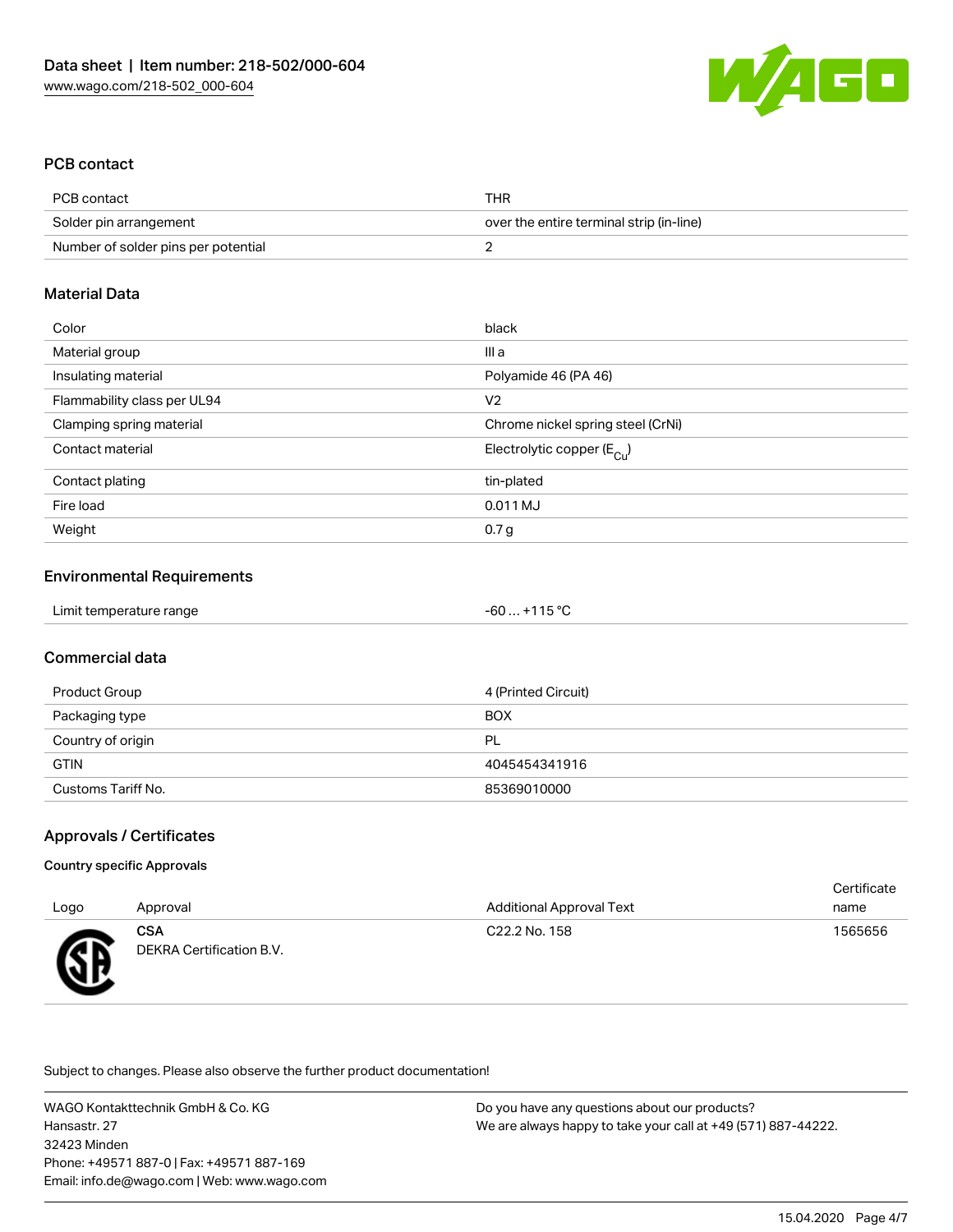## PCB contact

| PCB contact | THR |
|---|---|
| Solder pin arrangement | over the entire terminal strip (in-line) |
| Number of solder pins per potential | 2 |

## Material Data

| Color | black |
|---|---|
| Material group | III a |
| Insulating material | Polyamide 46 (PA 46) |
| Flammability class per UL94 | V2 |
| Clamping spring material | Chrome nickel spring steel (CrNi) |
| Contact material | Electrolytic copper ($E_{Cu}$) |
| Contact plating | tin-plated |
| Fire load | 0.011 MJ |
| Weight | 0.7 g |

## Environmental Requirements

| Limit temperature range | -60 … +115 °C |
|---|---|

## Commercial data

| Product Group | 4 (Printed Circuit) |
|---|---|
| Packaging type | BOX |
| Country of origin | PL |
| GTIN | 4045454341916 |
| Customs Tariff No. | 85369010000 |

## Approvals / Certificates

### Country specific Approvals

| Logo | Approval | Additional Approval Text | Certificate name |
|---|---|---|---|
| | **CSA** DEKRA Certification B.V. | C22.2 No. 158 | 1565656 |

Subject to changes. Please also observe the further product documentation!

WAGO Kontakttechnik GmbH & Co. KG
Hansastr. 27
32423 Minden
Phone: +49571 887-0 | Fax: +49571 887-169
Email: info.de@wago.com | Web: www.wago.com

Do you have any questions about our products?
We are always happy to take your call at +49 (571) 887-44222.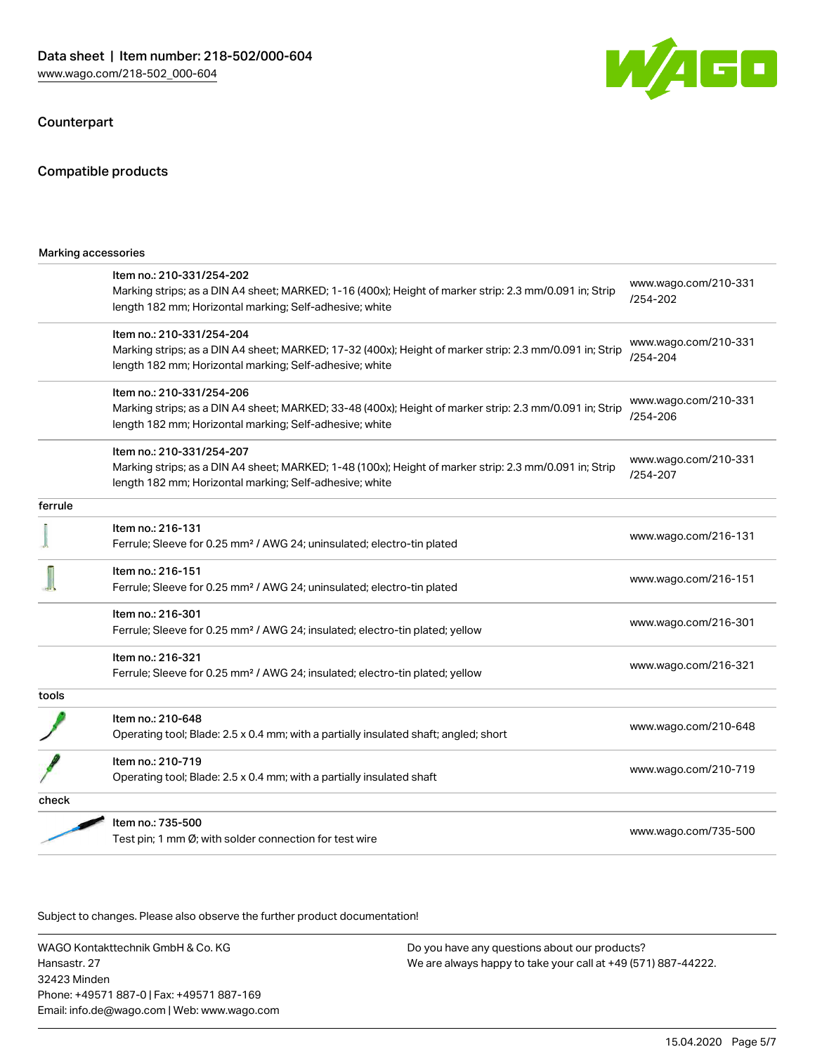## Counterpart

## Compatible products

| Marking accessories | | |
|---|---|---|
| | Item no.: 210-331/254-202<br>Marking strips; as a DIN A4 sheet; MARKED; 1-16 (400x); Height of marker strip: 2.3 mm/0.091 in; Strip length 182 mm; Horizontal marking; Self-adhesive; white | www.wago.com/210-331/254-202 |
| | Item no.: 210-331/254-204<br>Marking strips; as a DIN A4 sheet; MARKED; 17-32 (400x); Height of marker strip: 2.3 mm/0.091 in; Strip length 182 mm; Horizontal marking; Self-adhesive; white | www.wago.com/210-331/254-204 |
| | Item no.: 210-331/254-206<br>Marking strips; as a DIN A4 sheet; MARKED; 33-48 (400x); Height of marker strip: 2.3 mm/0.091 in; Strip length 182 mm; Horizontal marking; Self-adhesive; white | www.wago.com/210-331/254-206 |
| | Item no.: 210-331/254-207<br>Marking strips; as a DIN A4 sheet; MARKED; 1-48 (100x); Height of marker strip: 2.3 mm/0.091 in; Strip length 182 mm; Horizontal marking; Self-adhesive; white | www.wago.com/210-331/254-207 |
| **ferrule** | | |
| | Item no.: 216-131<br>Ferrule; Sleeve for 0.25 mm² / AWG 24; uninsulated; electro-tin plated | www.wago.com/216-131 |
| | Item no.: 216-151<br>Ferrule; Sleeve for 0.25 mm² / AWG 24; uninsulated; electro-tin plated | www.wago.com/216-151 |
| | Item no.: 216-301<br>Ferrule; Sleeve for 0.25 mm² / AWG 24; insulated; electro-tin plated; yellow | www.wago.com/216-301 |
| | Item no.: 216-321<br>Ferrule; Sleeve for 0.25 mm² / AWG 24; insulated; electro-tin plated; yellow | www.wago.com/216-321 |
| **tools** | | |
| | Item no.: 210-648<br>Operating tool; Blade: 2.5 x 0.4 mm; with a partially insulated shaft; angled; short | www.wago.com/210-648 |
| | Item no.: 210-719<br>Operating tool; Blade: 2.5 x 0.4 mm; with a partially insulated shaft | www.wago.com/210-719 |
| **check** | | |
| | Item no.: 735-500<br>Test pin; 1 mm Ø; with solder connection for test wire | www.wago.com/735-500 |

Subject to changes. Please also observe the further product documentation!

WAGO Kontakttechnik GmbH & Co. KG
Hansastr. 27
32423 Minden
Phone: +49571 887-0 | Fax: +49571 887-169
Email: info.de@wago.com | Web: www.wago.com

Do you have any questions about our products?
We are always happy to take your call at +49 (571) 887-44222.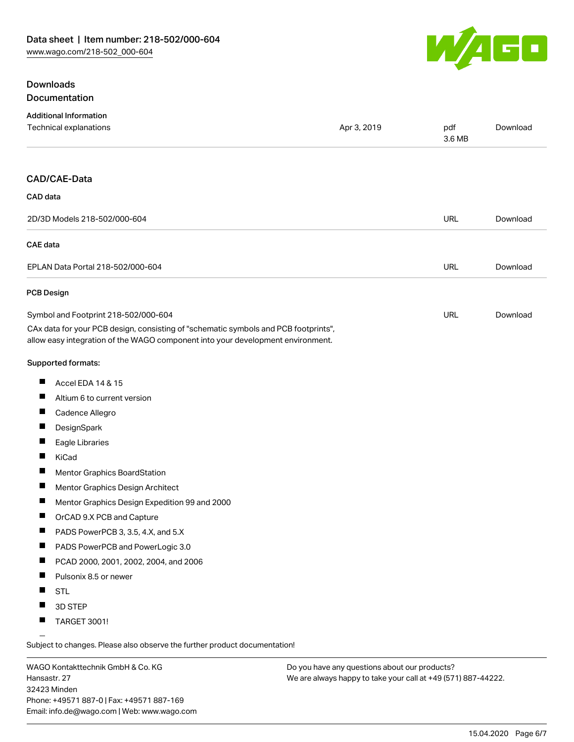## Downloads

### Documentation

**Additional Information**

| | | | |
|---|---|---|---|
| Technical explanations | Apr 3, 2019 | pdf 3.6 MB | Download |

### CAD/CAE-Data

**CAD data**

| | | |
|---|---|---|
| 2D/3D Models 218-502/000-604 | URL | Download |

**CAE data**

| | | |
|---|---|---|
| EPLAN Data Portal 218-502/000-604 | URL | Download |

**PCB Design**

| | | |
|---|---|---|
| Symbol and Footprint 218-502/000-604 | URL | Download |

CAx data for your PCB design, consisting of "schematic symbols and PCB footprints", allow easy integration of the WAGO component into your development environment.

**Supported formats:**

- Accel EDA 14 & 15
- Altium 6 to current version
- Cadence Allegro
- DesignSpark
- Eagle Libraries
- KiCad
- Mentor Graphics BoardStation
- Mentor Graphics Design Architect
- Mentor Graphics Design Expedition 99 and 2000
- OrCAD 9.X PCB and Capture
- PADS PowerPCB 3, 3.5, 4.X, and 5.X
- PADS PowerPCB and PowerLogic 3.0
- PCAD 2000, 2001, 2002, 2004, and 2006
- Pulsonix 8.5 or newer
- STL
- 3D STEP
- TARGET 3001!

Subject to changes. Please also observe the further product documentation!

WAGO Kontakttechnik GmbH & Co. KG
Hansastr. 27
32423 Minden
Phone: +49571 887-0 | Fax: +49571 887-169
Email: info.de@wago.com | Web: www.wago.com

Do you have any questions about our products?
We are always happy to take your call at +49 (571) 887-44222.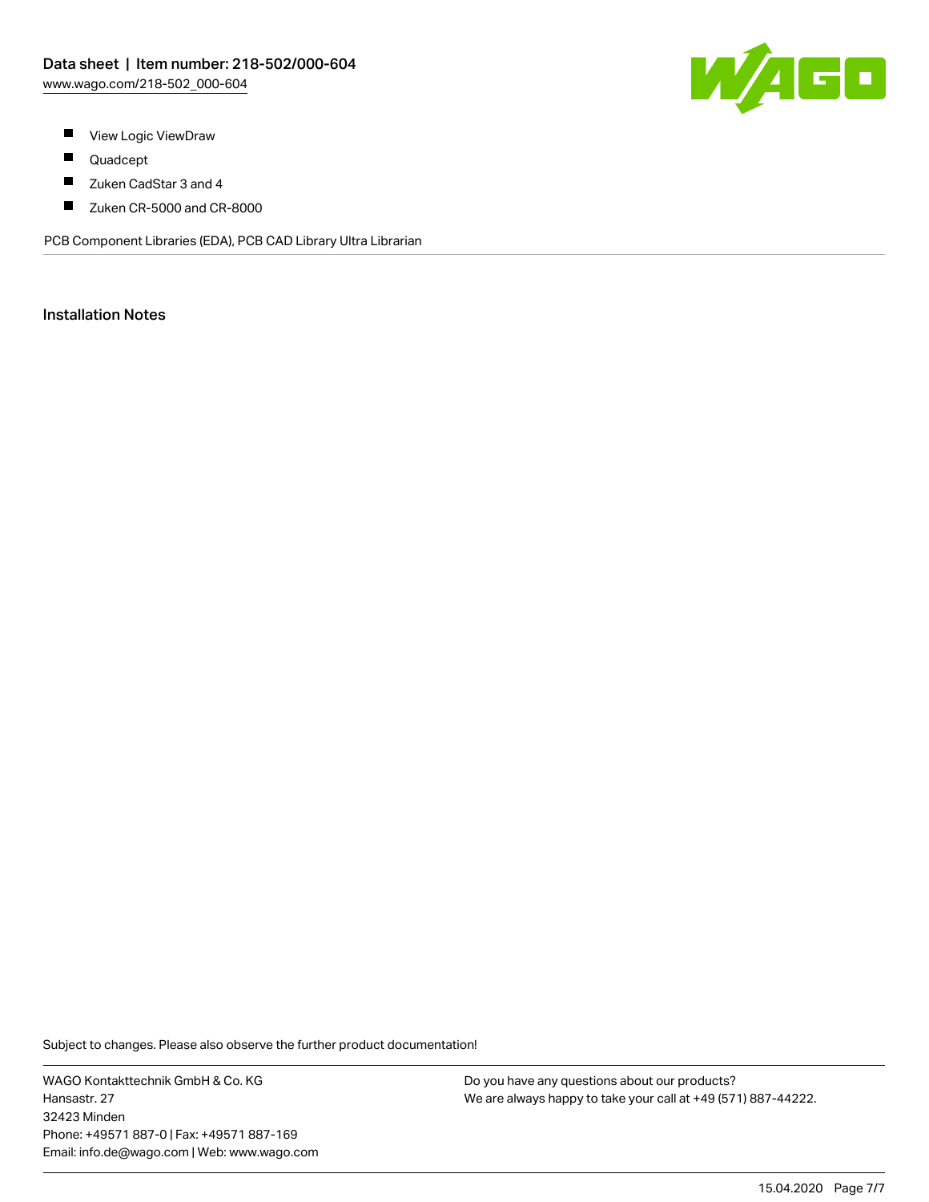- View Logic ViewDraw
- Quadcept
- Zuken CadStar 3 and 4
- Zuken CR-5000 and CR-8000

PCB Component Libraries (EDA), PCB CAD Library Ultra Librarian

## Installation Notes

Subject to changes. Please also observe the further product documentation!

WAGO Kontakttechnik GmbH & Co. KG
Hansastr. 27
32423 Minden
Phone: +49571 887-0 | Fax: +49571 887-169
Email: info.de@wago.com | Web: www.wago.com

Do you have any questions about our products?
We are always happy to take your call at +49 (571) 887-44222.